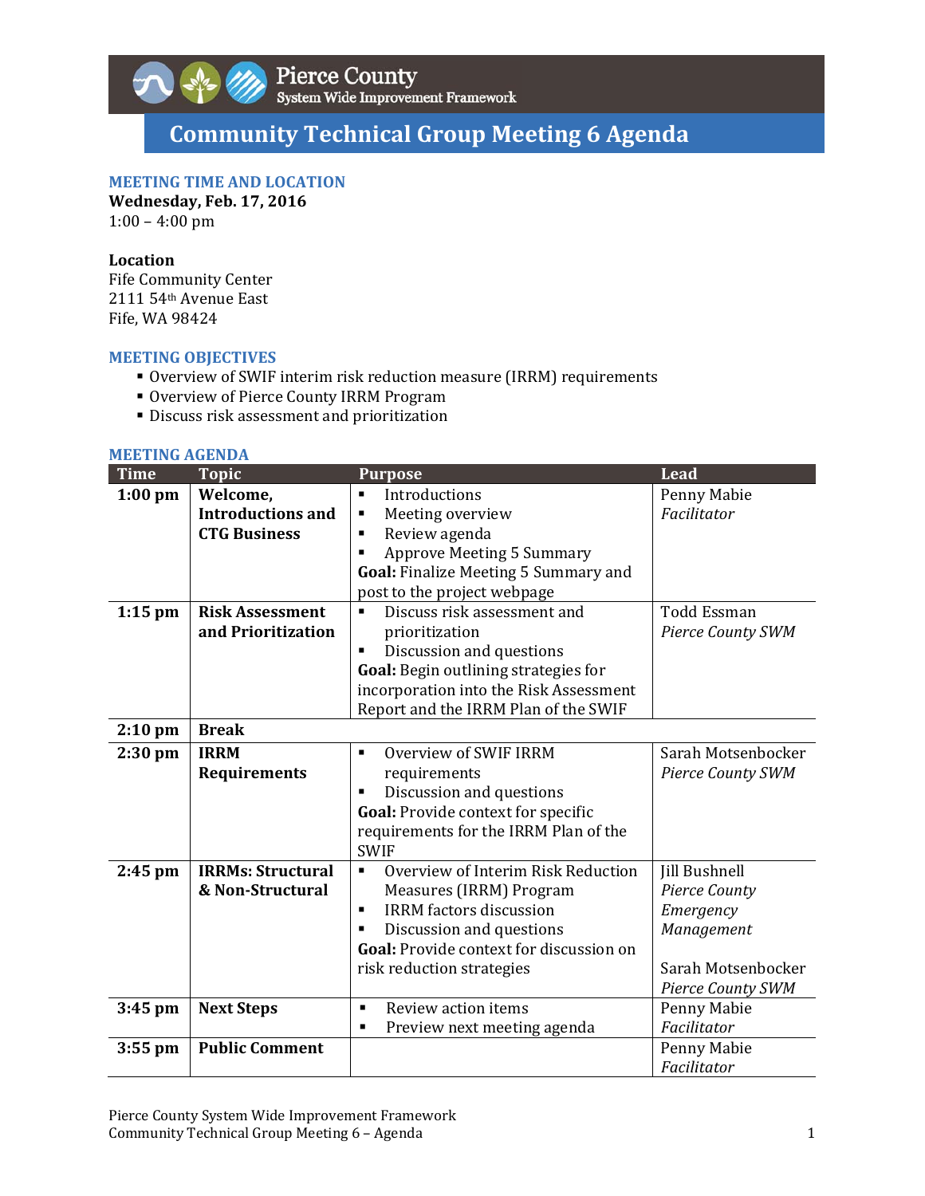Pierce County
System Wide Improvement Framework

# Community Technical Group Meeting 6 Agenda

## MEETING TIME AND LOCATION

**Wednesday, Feb. 17, 2016**
1:00 – 4:00 pm

**Location**
Fife Community Center
2111 54th Avenue East
Fife, WA 98424

## MEETING OBJECTIVES

- Overview of SWIF interim risk reduction measure (IRRM) requirements
- Overview of Pierce County IRRM Program
- Discuss risk assessment and prioritization

## MEETING AGENDA

| Time | Topic | Purpose | Lead |
|---|---|---|---|
| **1:00 pm** | **Welcome, Introductions and CTG Business** | ▪ Introductions<br>▪ Meeting overview<br>▪ Review agenda<br>▪ Approve Meeting 5 Summary<br>**Goal:** Finalize Meeting 5 Summary and post to the project webpage | Penny Mabie<br>*Facilitator* |
| **1:15 pm** | **Risk Assessment and Prioritization** | ▪ Discuss risk assessment and prioritization<br>▪ Discussion and questions<br>**Goal:** Begin outlining strategies for incorporation into the Risk Assessment Report and the IRRM Plan of the SWIF | Todd Essman<br>*Pierce County SWM* |
| **2:10 pm** | **Break** | | |
| **2:30 pm** | **IRRM Requirements** | ▪ Overview of SWIF IRRM requirements<br>▪ Discussion and questions<br>**Goal:** Provide context for specific requirements for the IRRM Plan of the SWIF | Sarah Motsenbocker<br>*Pierce County SWM* |
| **2:45 pm** | **IRRMs: Structural & Non-Structural** | ▪ Overview of Interim Risk Reduction Measures (IRRM) Program<br>▪ IRRM factors discussion<br>▪ Discussion and questions<br>**Goal:** Provide context for discussion on risk reduction strategies | Jill Bushnell<br>*Pierce County Emergency Management*<br><br>Sarah Motsenbocker<br>*Pierce County SWM* |
| **3:45 pm** | **Next Steps** | ▪ Review action items<br>▪ Preview next meeting agenda | Penny Mabie<br>*Facilitator* |
| **3:55 pm** | **Public Comment** | | Penny Mabie<br>*Facilitator* |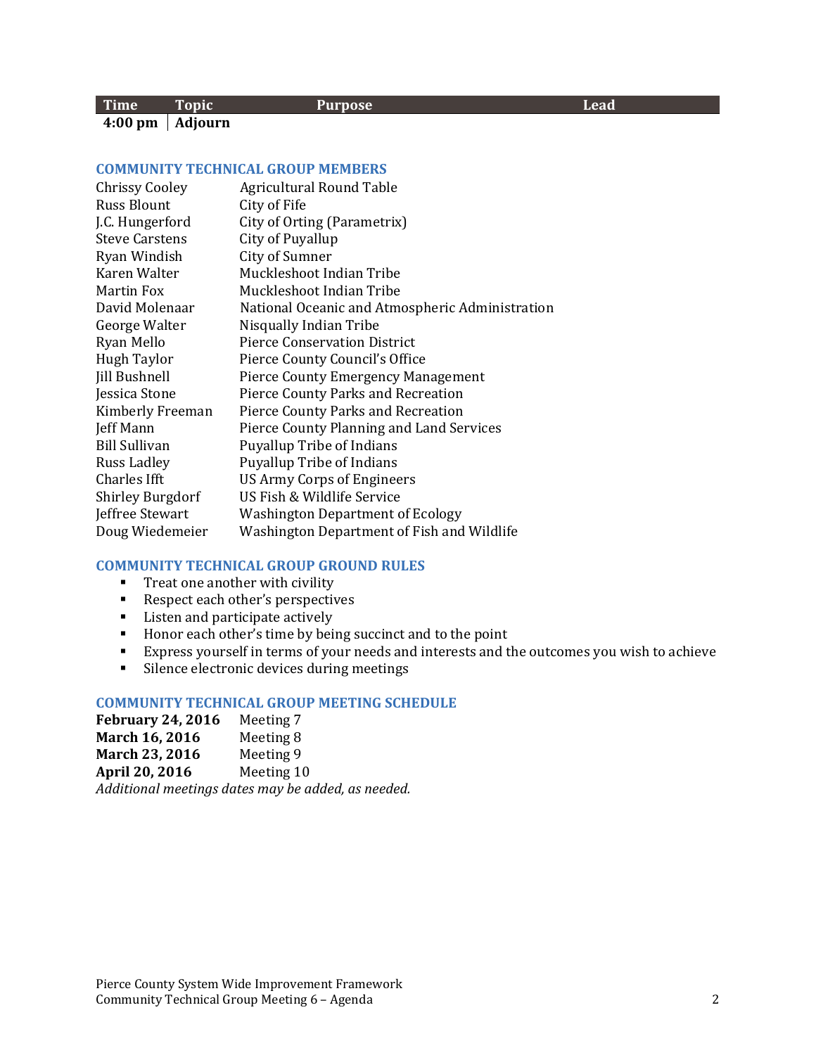| Time | Topic | Purpose | Lead |
|---|---|---|---|
| **4:00 pm** | **Adjourn** | | |

### COMMUNITY TECHNICAL GROUP MEMBERS

| | |
|---|---|
| Chrissy Cooley | Agricultural Round Table |
| Russ Blount | City of Fife |
| J.C. Hungerford | City of Orting (Parametrix) |
| Steve Carstens | City of Puyallup |
| Ryan Windish | City of Sumner |
| Karen Walter | Muckleshoot Indian Tribe |
| Martin Fox | Muckleshoot Indian Tribe |
| David Molenaar | National Oceanic and Atmospheric Administration |
| George Walter | Nisqually Indian Tribe |
| Ryan Mello | Pierce Conservation District |
| Hugh Taylor | Pierce County Council's Office |
| Jill Bushnell | Pierce County Emergency Management |
| Jessica Stone | Pierce County Parks and Recreation |
| Kimberly Freeman | Pierce County Parks and Recreation |
| Jeff Mann | Pierce County Planning and Land Services |
| Bill Sullivan | Puyallup Tribe of Indians |
| Russ Ladley | Puyallup Tribe of Indians |
| Charles Ifft | US Army Corps of Engineers |
| Shirley Burgdorf | US Fish & Wildlife Service |
| Jeffree Stewart | Washington Department of Ecology |
| Doug Wiedemeier | Washington Department of Fish and Wildlife |

### COMMUNITY TECHNICAL GROUP GROUND RULES

- Treat one another with civility
- Respect each other's perspectives
- Listen and participate actively
- Honor each other's time by being succinct and to the point
- Express yourself in terms of your needs and interests and the outcomes you wish to achieve
- Silence electronic devices during meetings

### COMMUNITY TECHNICAL GROUP MEETING SCHEDULE

| | |
|---|---|
| **February 24, 2016** | Meeting 7 |
| **March 16, 2016** | Meeting 8 |
| **March 23, 2016** | Meeting 9 |
| **April 20, 2016** | Meeting 10 |

*Additional meetings dates may be added, as needed.*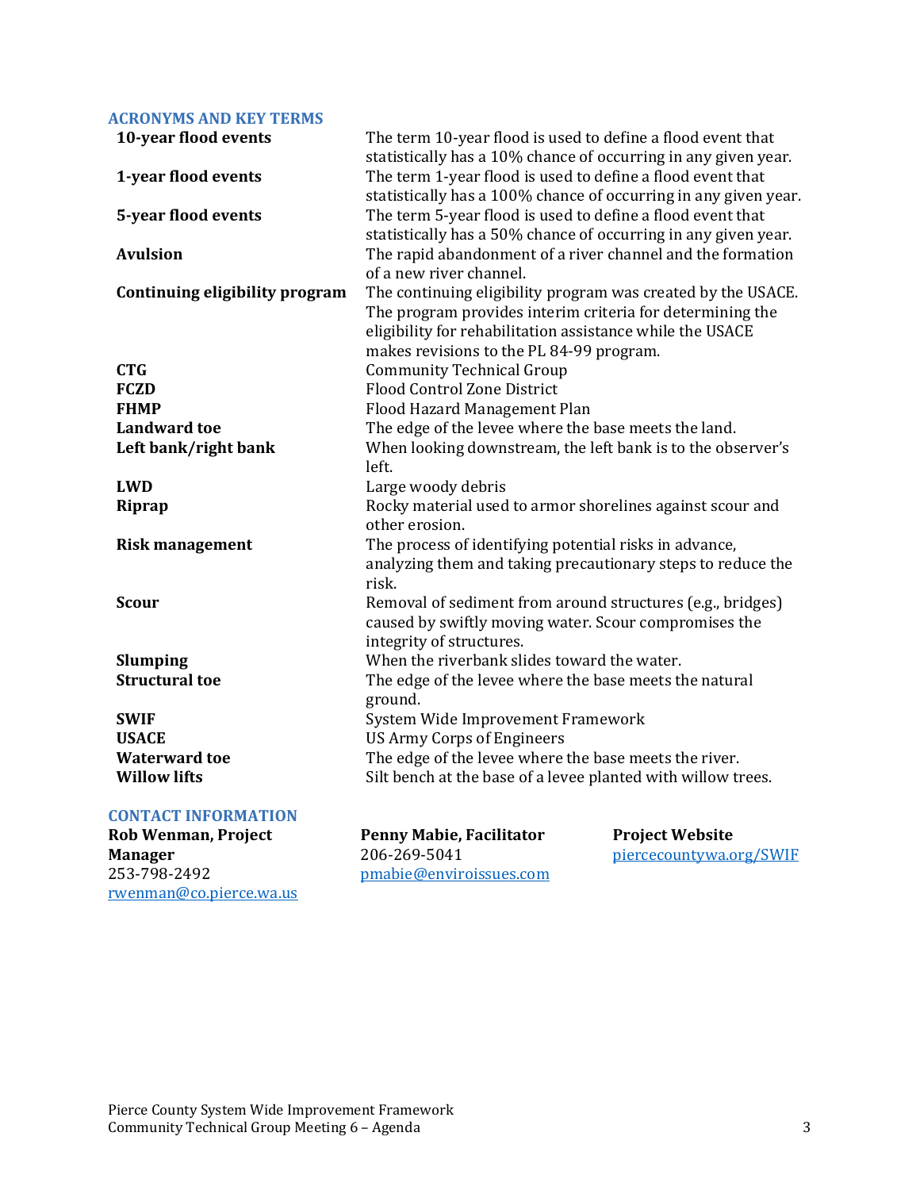## ACRONYMS AND KEY TERMS

| | |
|---|---|
| **10-year flood events** | The term 10-year flood is used to define a flood event that statistically has a 10% chance of occurring in any given year. |
| **1-year flood events** | The term 1-year flood is used to define a flood event that statistically has a 100% chance of occurring in any given year. |
| **5-year flood events** | The term 5-year flood is used to define a flood event that statistically has a 50% chance of occurring in any given year. |
| **Avulsion** | The rapid abandonment of a river channel and the formation of a new river channel. |
| **Continuing eligibility program** | The continuing eligibility program was created by the USACE. The program provides interim criteria for determining the eligibility for rehabilitation assistance while the USACE makes revisions to the PL 84-99 program. |
| **CTG** | Community Technical Group |
| **FCZD** | Flood Control Zone District |
| **FHMP** | Flood Hazard Management Plan |
| **Landward toe** | The edge of the levee where the base meets the land. |
| **Left bank/right bank** | When looking downstream, the left bank is to the observer's left. |
| **LWD** | Large woody debris |
| **Riprap** | Rocky material used to armor shorelines against scour and other erosion. |
| **Risk management** | The process of identifying potential risks in advance, analyzing them and taking precautionary steps to reduce the risk. |
| **Scour** | Removal of sediment from around structures (e.g., bridges) caused by swiftly moving water. Scour compromises the integrity of structures. |
| **Slumping** | When the riverbank slides toward the water. |
| **Structural toe** | The edge of the levee where the base meets the natural ground. |
| **SWIF** | System Wide Improvement Framework |
| **USACE** | US Army Corps of Engineers |
| **Waterward toe** | The edge of the levee where the base meets the river. |
| **Willow lifts** | Silt bench at the base of a levee planted with willow trees. |

## CONTACT INFORMATION

**Rob Wenman, Project Manager**
253-798-2492
rwenman@co.pierce.wa.us

**Penny Mabie, Facilitator**
206-269-5041
pmabie@enviroissues.com

**Project Website**
piercecountywa.org/SWIF